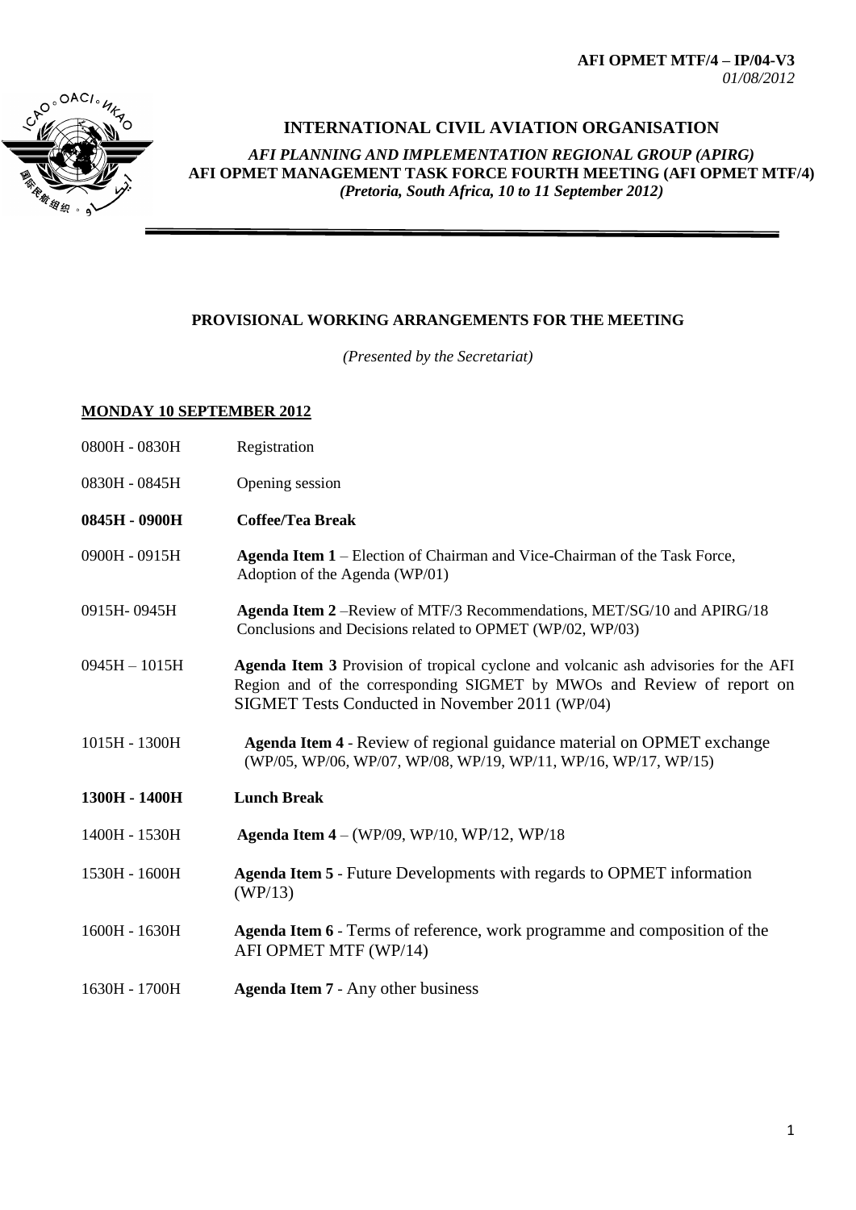**AFI OPMET MTF/4 – IP/04-V3**
*01/08/2012*

# INTERNATIONAL CIVIL AVIATION ORGANISATION

*AFI PLANNING AND IMPLEMENTATION REGIONAL GROUP (APIRG)*
**AFI OPMET MANAGEMENT TASK FORCE FOURTH MEETING (AFI OPMET MTF/4)**
***(Pretoria, South Africa, 10 to 11 September 2012)***

---

## PROVISIONAL WORKING ARRANGEMENTS FOR THE MEETING

*(Presented by the Secretariat)*

### MONDAY 10 SEPTEMBER 2012

| | |
|---|---|
| 0800H - 0830H | Registration |
| 0830H - 0845H | Opening session |
| **0845H - 0900H** | **Coffee/Tea Break** |
| 0900H - 0915H | **Agenda Item 1** – Election of Chairman and Vice-Chairman of the Task Force, Adoption of the Agenda (WP/01) |
| 0915H- 0945H | **Agenda Item 2** –Review of MTF/3 Recommendations, MET/SG/10 and APIRG/18 Conclusions and Decisions related to OPMET (WP/02, WP/03) |
| 0945H – 1015H | **Agenda Item 3** Provision of tropical cyclone and volcanic ash advisories for the AFI Region and of the corresponding SIGMET by MWOs and Review of report on SIGMET Tests Conducted in November 2011 (WP/04) |
| 1015H - 1300H | **Agenda Item 4** - Review of regional guidance material on OPMET exchange (WP/05, WP/06, WP/07, WP/08, WP/19, WP/11, WP/16, WP/17, WP/15) |
| **1300H - 1400H** | **Lunch Break** |
| 1400H - 1530H | **Agenda Item 4** – (WP/09, WP/10, WP/12, WP/18 |
| 1530H - 1600H | **Agenda Item 5** - Future Developments with regards to OPMET information (WP/13) |
| 1600H - 1630H | **Agenda Item 6** - Terms of reference, work programme and composition of the AFI OPMET MTF (WP/14) |
| 1630H - 1700H | **Agenda Item 7** - Any other business |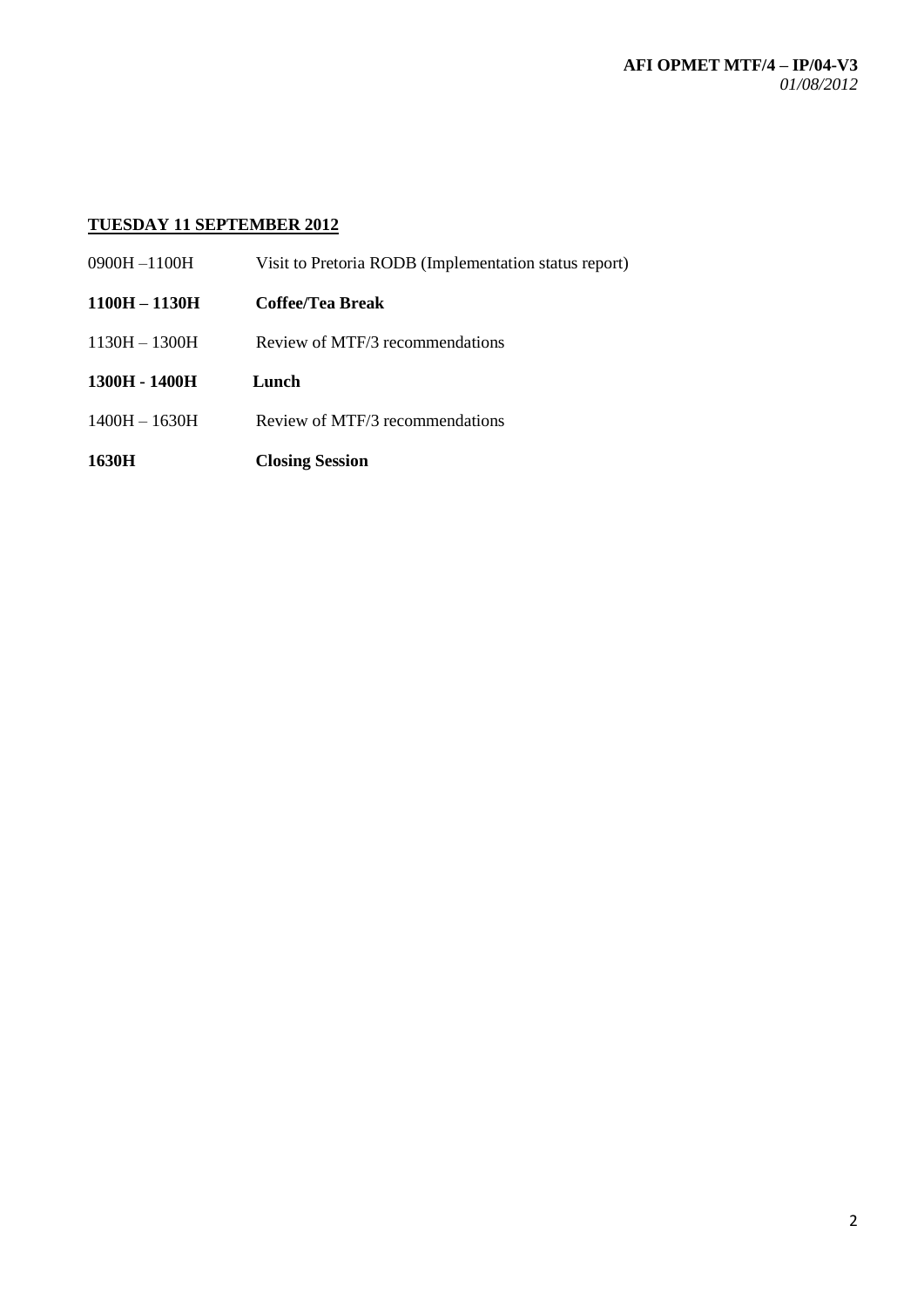**TUESDAY 11 SEPTEMBER 2012**

| | |
|---|---|
| 0900H –1100H | Visit to Pretoria RODB (Implementation status report) |
| **1100H – 1130H** | **Coffee/Tea Break** |
| 1130H – 1300H | Review of MTF/3 recommendations |
| **1300H - 1400H** | **Lunch** |
| 1400H – 1630H | Review of MTF/3 recommendations |
| **1630H** | **Closing Session** |